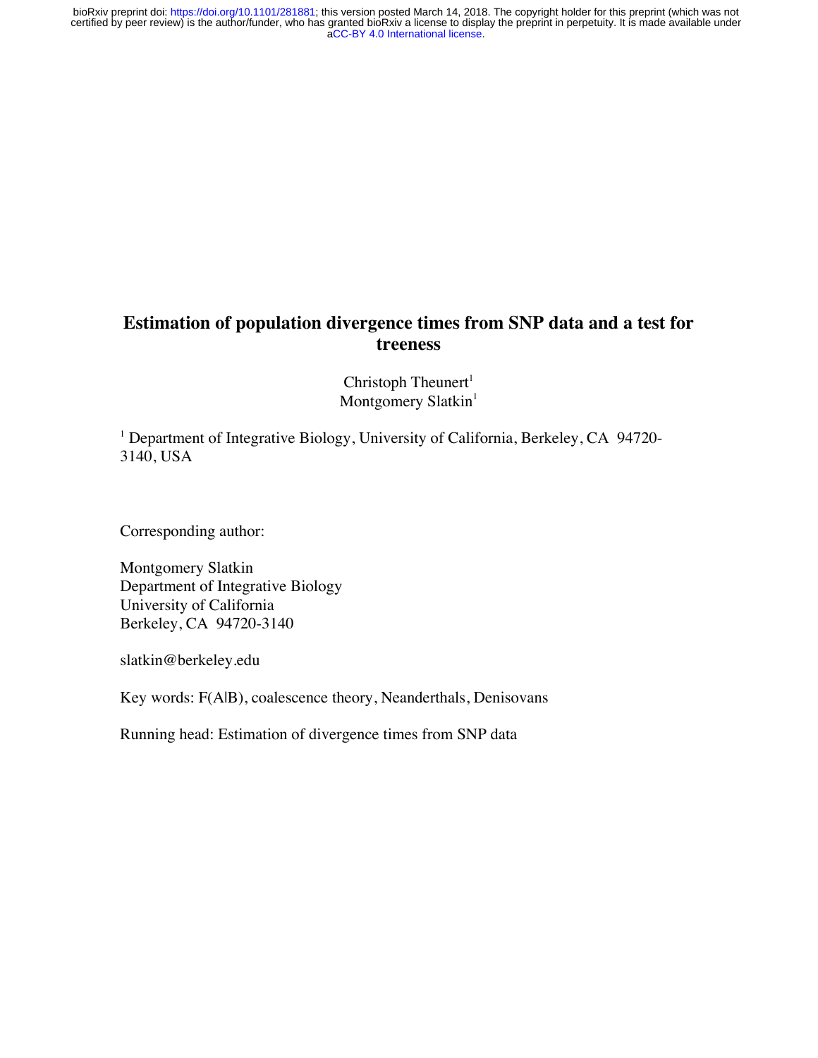bioRxiv preprint doi: https://doi.org/10.1101/281881; this version posted March 14, 2018. The copyright holder for this preprint (which was not certified by peer review) is the author/funder, who has granted bioRxiv a license to display the preprint in perpetuity. It is made available under aCC-BY 4.0 International license.

# Estimation of population divergence times from SNP data and a test for treeness

Christoph Theunert[1]
Montgomery Slatkin[1]

[1] Department of Integrative Biology, University of California, Berkeley, CA 94720-3140, USA

Corresponding author:

Montgomery Slatkin
Department of Integrative Biology
University of California
Berkeley, CA 94720-3140

slatkin@berkeley.edu

Key words: F(A|B), coalescence theory, Neanderthals, Denisovans

Running head: Estimation of divergence times from SNP data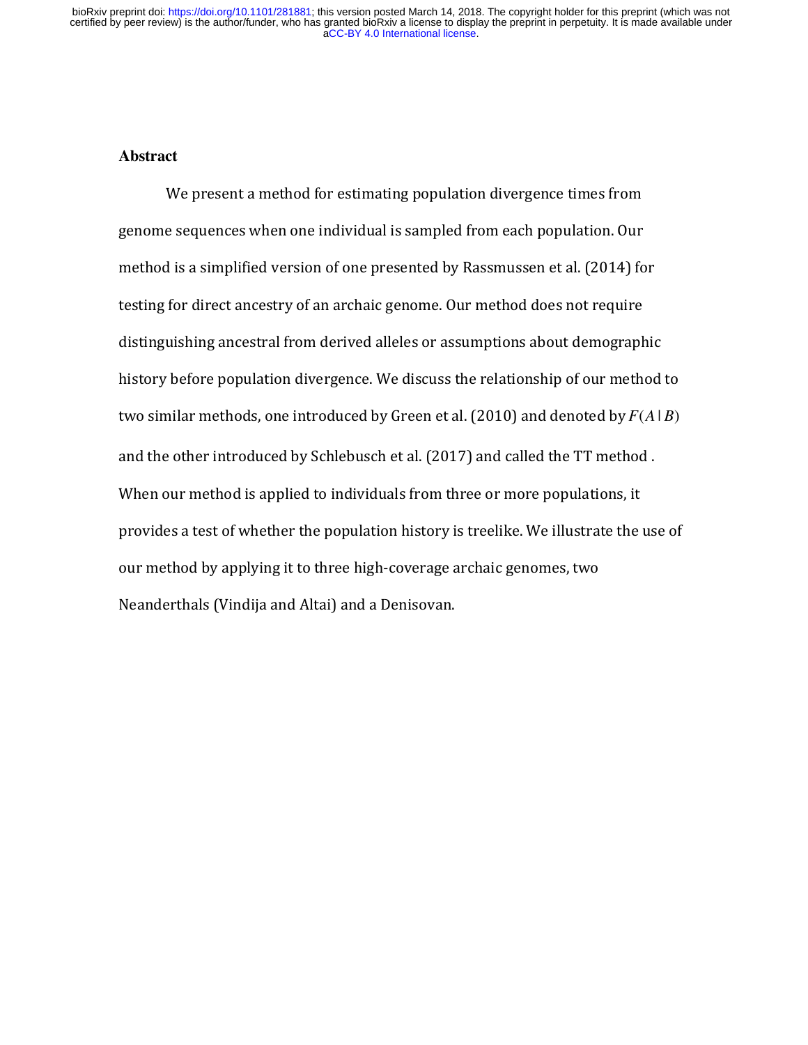## Abstract

We present a method for estimating population divergence times from genome sequences when one individual is sampled from each population. Our method is a simplified version of one presented by Rassmussen et al. (2014) for testing for direct ancestry of an archaic genome. Our method does not require distinguishing ancestral from derived alleles or assumptions about demographic history before population divergence. We discuss the relationship of our method to two similar methods, one introduced by Green et al. (2010) and denoted by $F(A|B)$ and the other introduced by Schlebusch et al. (2017) and called the TT method . When our method is applied to individuals from three or more populations, it provides a test of whether the population history is treelike. We illustrate the use of our method by applying it to three high-coverage archaic genomes, two Neanderthals (Vindija and Altai) and a Denisovan.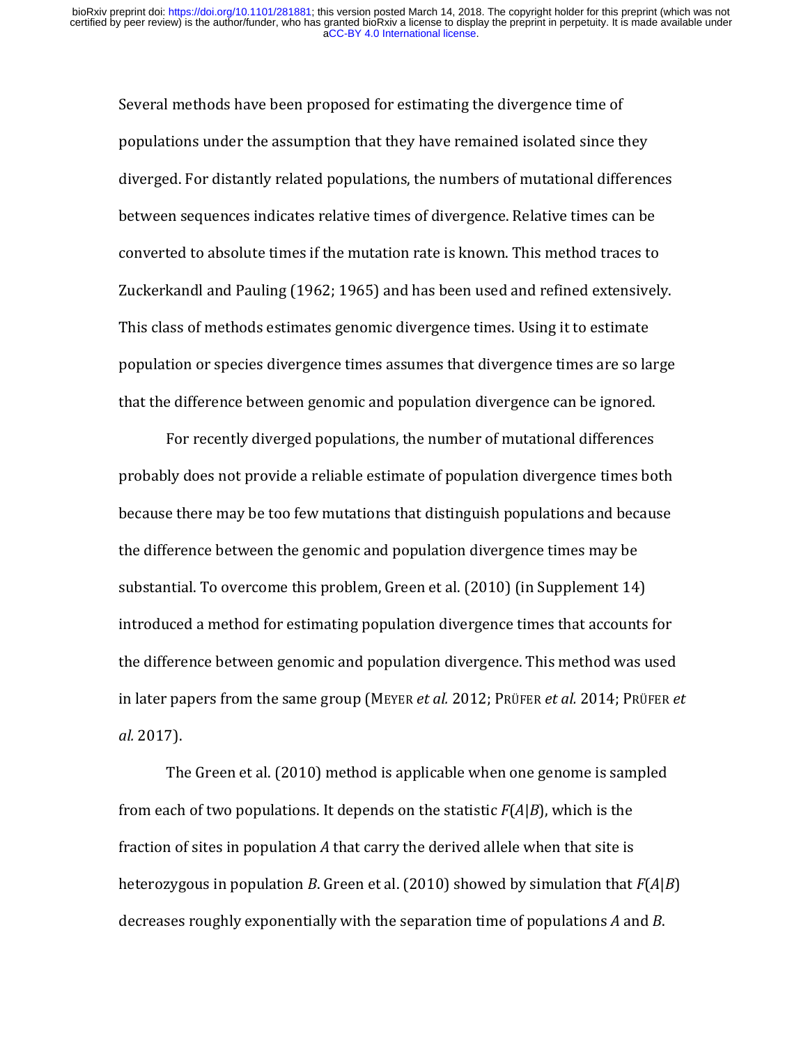Several methods have been proposed for estimating the divergence time of populations under the assumption that they have remained isolated since they diverged. For distantly related populations, the numbers of mutational differences between sequences indicates relative times of divergence. Relative times can be converted to absolute times if the mutation rate is known. This method traces to Zuckerkandl and Pauling (1962; 1965) and has been used and refined extensively. This class of methods estimates genomic divergence times. Using it to estimate population or species divergence times assumes that divergence times are so large that the difference between genomic and population divergence can be ignored.

For recently diverged populations, the number of mutational differences probably does not provide a reliable estimate of population divergence times both because there may be too few mutations that distinguish populations and because the difference between the genomic and population divergence times may be substantial. To overcome this problem, Green et al. (2010) (in Supplement 14) introduced a method for estimating population divergence times that accounts for the difference between genomic and population divergence. This method was used in later papers from the same group (MEYER *et al.* 2012; PRÜFER *et al.* 2014; PRÜFER *et al.* 2017).

The Green et al. (2010) method is applicable when one genome is sampled from each of two populations. It depends on the statistic $F(A|B)$, which is the fraction of sites in population $A$ that carry the derived allele when that site is heterozygous in population $B$. Green et al. (2010) showed by simulation that $F(A|B)$ decreases roughly exponentially with the separation time of populations $A$ and $B$.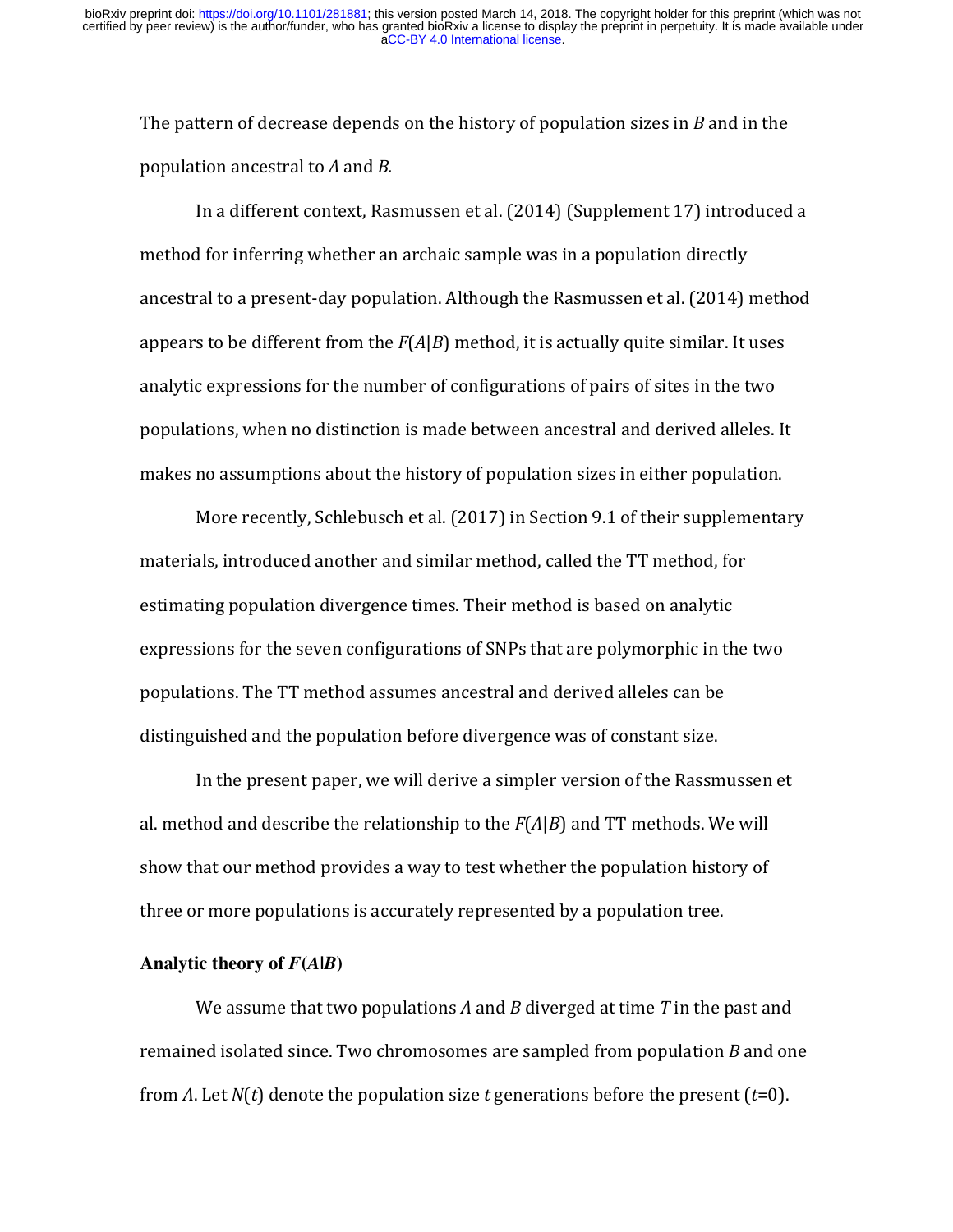The pattern of decrease depends on the history of population sizes in $B$ and in the population ancestral to $A$ and $B$.

In a different context, Rasmussen et al. (2014) (Supplement 17) introduced a method for inferring whether an archaic sample was in a population directly ancestral to a present-day population. Although the Rasmussen et al. (2014) method appears to be different from the $F(A|B)$ method, it is actually quite similar. It uses analytic expressions for the number of configurations of pairs of sites in the two populations, when no distinction is made between ancestral and derived alleles. It makes no assumptions about the history of population sizes in either population.

More recently, Schlebusch et al. (2017) in Section 9.1 of their supplementary materials, introduced another and similar method, called the TT method, for estimating population divergence times. Their method is based on analytic expressions for the seven configurations of SNPs that are polymorphic in the two populations. The TT method assumes ancestral and derived alleles can be distinguished and the population before divergence was of constant size.

In the present paper, we will derive a simpler version of the Rassmussen et al. method and describe the relationship to the $F(A|B)$ and TT methods. We will show that our method provides a way to test whether the population history of three or more populations is accurately represented by a population tree.

## Analytic theory of $F(A|B)$

We assume that two populations $A$ and $B$ diverged at time $T$ in the past and remained isolated since. Two chromosomes are sampled from population $B$ and one from $A$. Let $N(t)$ denote the population size $t$ generations before the present ($t$=0).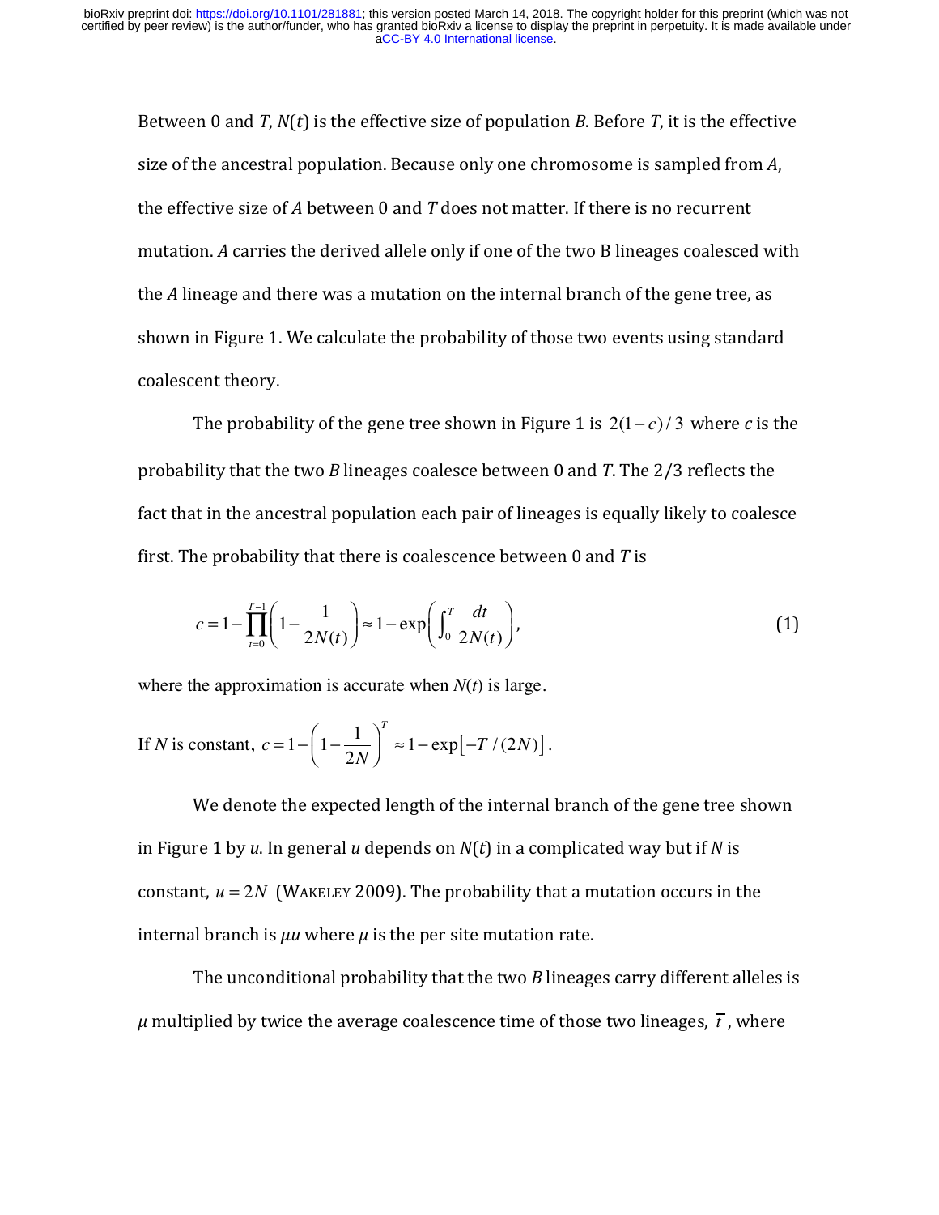Between 0 and $T$, $N(t)$ is the effective size of population $B$. Before $T$, it is the effective size of the ancestral population. Because only one chromosome is sampled from $A$, the effective size of $A$ between 0 and $T$ does not matter. If there is no recurrent mutation. $A$ carries the derived allele only if one of the two B lineages coalesced with the $A$ lineage and there was a mutation on the internal branch of the gene tree, as shown in Figure 1. We calculate the probability of those two events using standard coalescent theory.

The probability of the gene tree shown in Figure 1 is $2(1-c)/3$ where $c$ is the probability that the two $B$ lineages coalesce between 0 and $T$. The 2/3 reflects the fact that in the ancestral population each pair of lineages is equally likely to coalesce first. The probability that there is coalescence between 0 and $T$ is

$$c = 1 - \prod_{t=0}^{T-1}\left(1 - \frac{1}{2N(t)}\right) \approx 1 - \exp\left(\int_0^T \frac{dt}{2N(t)}\right), \tag{1}$$

where the approximation is accurate when $N(t)$ is large.

If $N$ is constant, $c = 1 - \left(1 - \frac{1}{2N}\right)^T \approx 1 - \exp\left[-T/(2N)\right]$.

We denote the expected length of the internal branch of the gene tree shown in Figure 1 by $u$. In general $u$ depends on $N(t)$ in a complicated way but if $N$ is constant, $u = 2N$ (Wakeley 2009). The probability that a mutation occurs in the internal branch is $\mu u$ where $\mu$ is the per site mutation rate.

The unconditional probability that the two $B$ lineages carry different alleles is $\mu$ multiplied by twice the average coalescence time of those two lineages, $\bar{t}$, where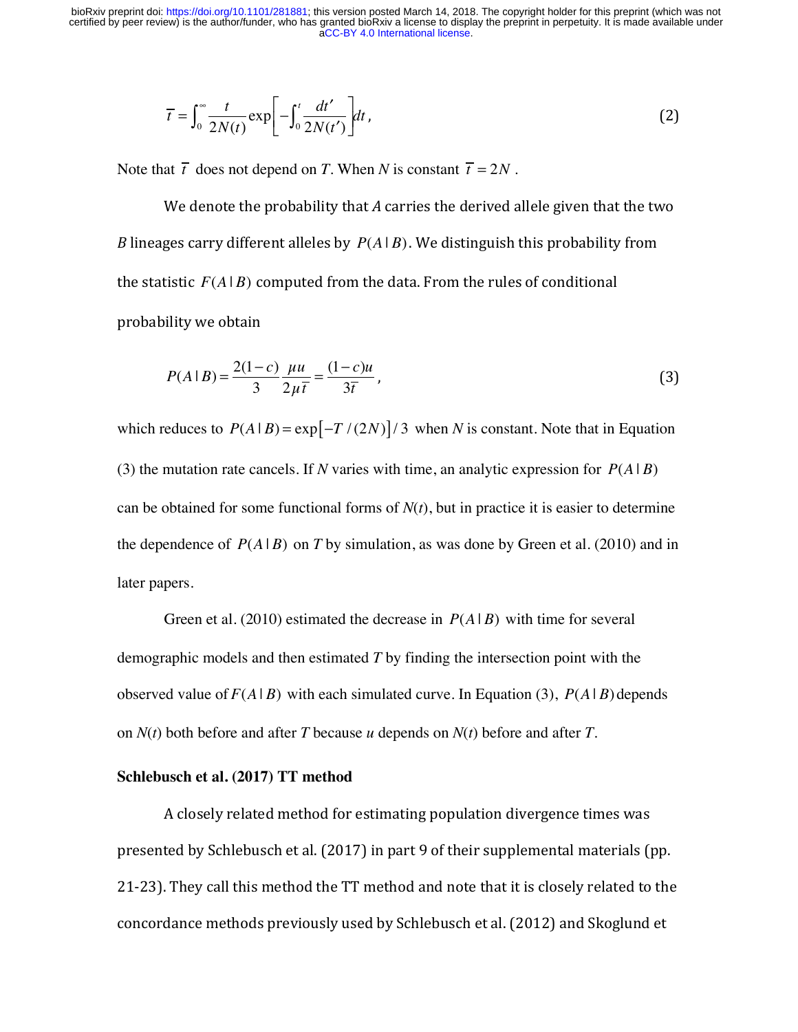$$\bar{t} = \int_0^\infty \frac{t}{2N(t)} \exp\left[-\int_0^t \frac{dt'}{2N(t')}\right] dt, \tag{2}$$

Note that $\bar{t}$ does not depend on $T$. When $N$ is constant $\bar{t} = 2N$.

We denote the probability that $A$ carries the derived allele given that the two $B$ lineages carry different alleles by $P(A|B)$. We distinguish this probability from the statistic $F(A|B)$ computed from the data. From the rules of conditional probability we obtain

$$P(A|B) = \frac{2(1-c)}{3}\frac{\mu u}{2\mu \bar{t}} = \frac{(1-c)u}{3\bar{t}}, \tag{3}$$

which reduces to $P(A|B) = \exp[-T/(2N)]/3$ when $N$ is constant. Note that in Equation (3) the mutation rate cancels. If $N$ varies with time, an analytic expression for $P(A|B)$ can be obtained for some functional forms of $N(t)$, but in practice it is easier to determine the dependence of $P(A|B)$ on $T$ by simulation, as was done by Green et al. (2010) and in later papers.

Green et al. (2010) estimated the decrease in $P(A|B)$ with time for several demographic models and then estimated $T$ by finding the intersection point with the observed value of $F(A|B)$ with each simulated curve. In Equation (3), $P(A|B)$ depends on $N(t)$ both before and after $T$ because $u$ depends on $N(t)$ before and after $T$.

**Schlebusch et al. (2017) TT method**

A closely related method for estimating population divergence times was presented by Schlebusch et al. (2017) in part 9 of their supplemental materials (pp. 21-23). They call this method the TT method and note that it is closely related to the concordance methods previously used by Schlebusch et al. (2012) and Skoglund et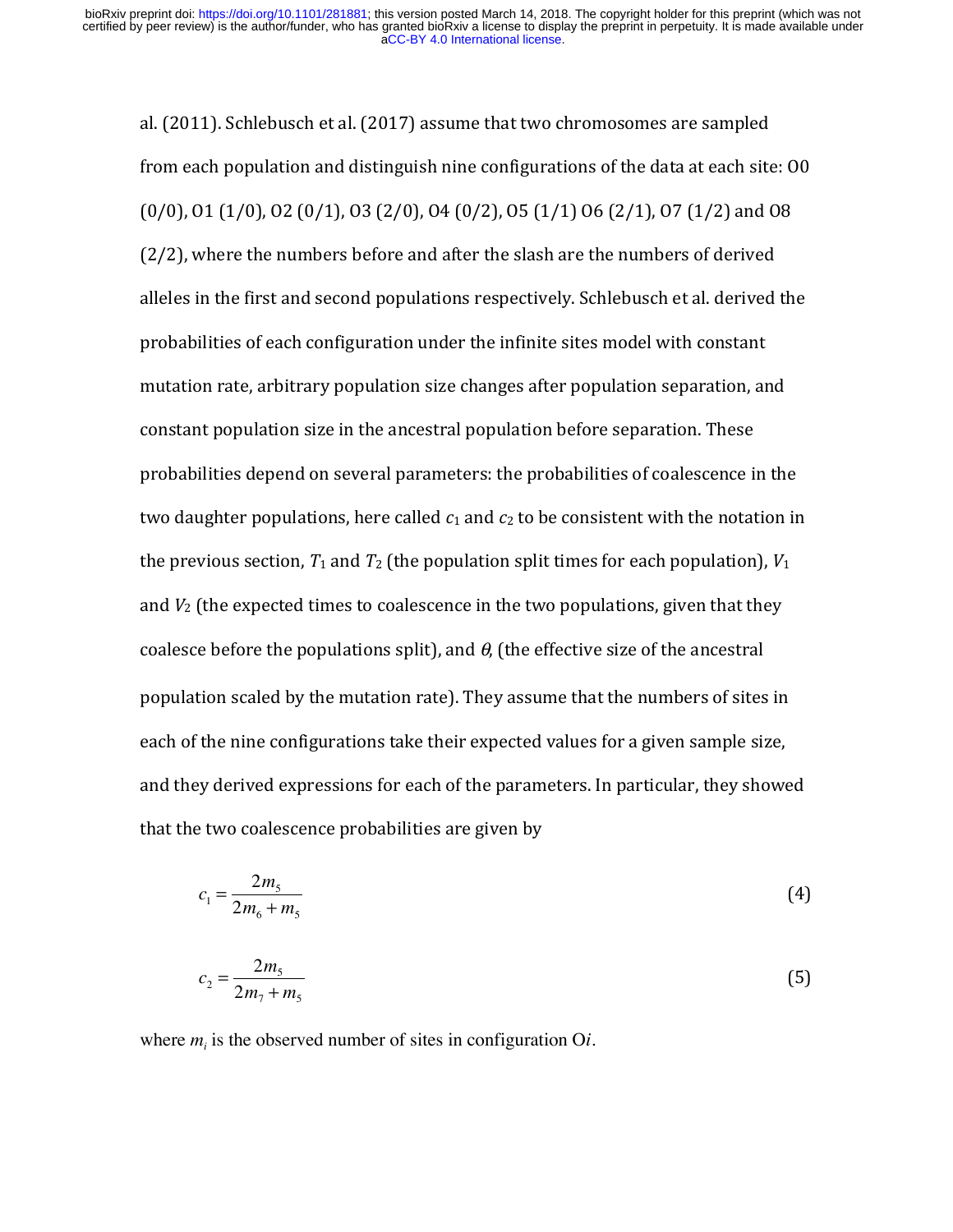al. (2011). Schlebusch et al. (2017) assume that two chromosomes are sampled from each population and distinguish nine configurations of the data at each site: O0 (0/0), O1 (1/0), O2 (0/1), O3 (2/0), O4 (0/2), O5 (1/1) O6 (2/1), O7 (1/2) and O8 (2/2), where the numbers before and after the slash are the numbers of derived alleles in the first and second populations respectively. Schlebusch et al. derived the probabilities of each configuration under the infinite sites model with constant mutation rate, arbitrary population size changes after population separation, and constant population size in the ancestral population before separation. These probabilities depend on several parameters: the probabilities of coalescence in the two daughter populations, here called $c_1$ and $c_2$ to be consistent with the notation in the previous section, $T_1$ and $T_2$ (the population split times for each population), $V_1$ and $V_2$ (the expected times to coalescence in the two populations, given that they coalesce before the populations split), and $\theta$, (the effective size of the ancestral population scaled by the mutation rate). They assume that the numbers of sites in each of the nine configurations take their expected values for a given sample size, and they derived expressions for each of the parameters. In particular, they showed that the two coalescence probabilities are given by

$$c_1 = \frac{2m_5}{2m_6 + m_5} \tag{4}$$

$$c_2 = \frac{2m_5}{2m_7 + m_5} \tag{5}$$

where $m_i$ is the observed number of sites in configuration O$i$.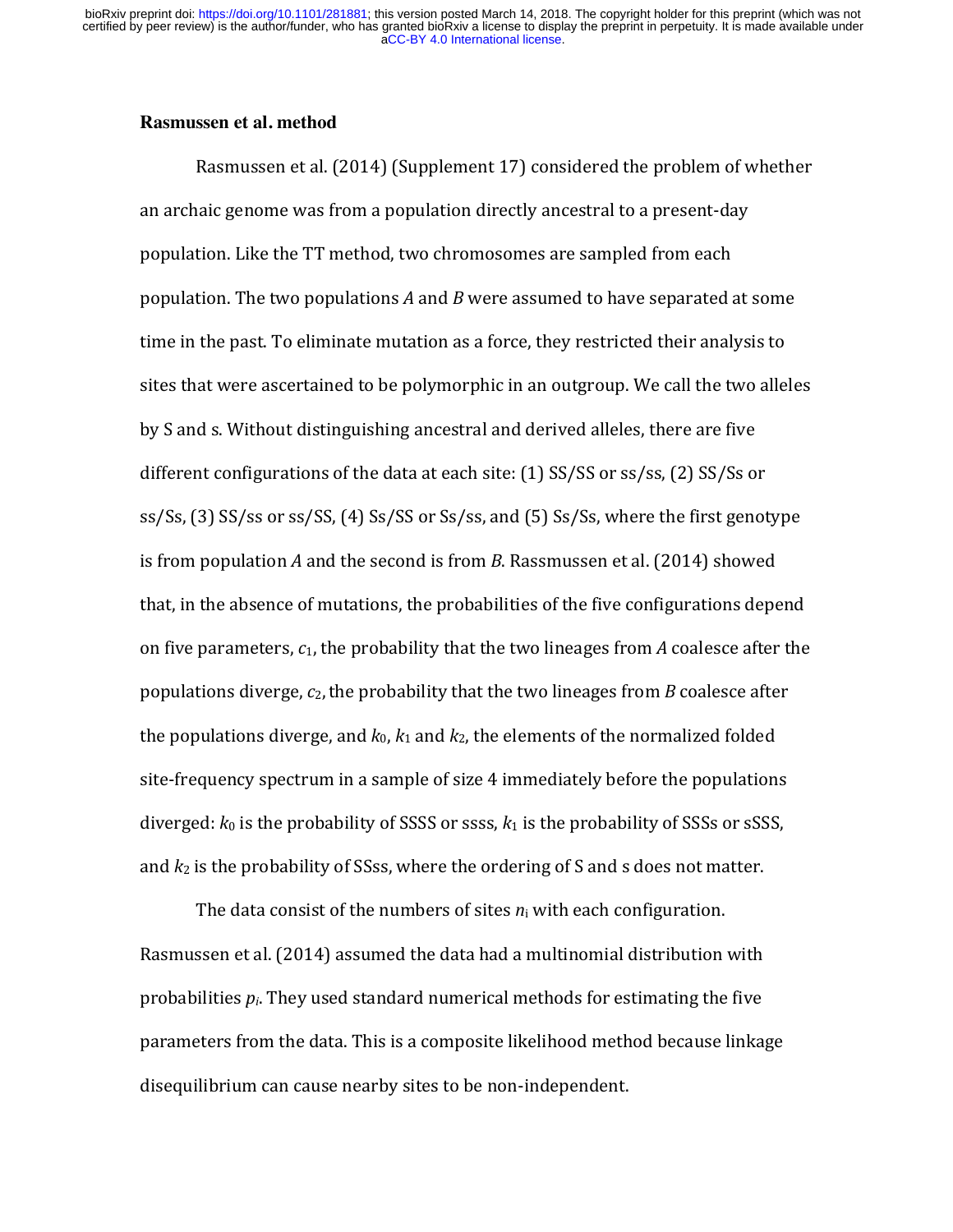**Rasmussen et al. method**

Rasmussen et al. (2014) (Supplement 17) considered the problem of whether an archaic genome was from a population directly ancestral to a present-day population. Like the TT method, two chromosomes are sampled from each population. The two populations *A* and *B* were assumed to have separated at some time in the past. To eliminate mutation as a force, they restricted their analysis to sites that were ascertained to be polymorphic in an outgroup. We call the two alleles by S and s. Without distinguishing ancestral and derived alleles, there are five different configurations of the data at each site: (1) SS/SS or ss/ss, (2) SS/Ss or ss/Ss, (3) SS/ss or ss/SS, (4) Ss/SS or Ss/ss, and (5) Ss/Ss, where the first genotype is from population *A* and the second is from *B*. Rassmussen et al. (2014) showed that, in the absence of mutations, the probabilities of the five configurations depend on five parameters, $c_1$, the probability that the two lineages from *A* coalesce after the populations diverge, $c_2$, the probability that the two lineages from *B* coalesce after the populations diverge, and $k_0$, $k_1$ and $k_2$, the elements of the normalized folded site-frequency spectrum in a sample of size 4 immediately before the populations diverged: $k_0$ is the probability of SSSS or ssss, $k_1$ is the probability of SSSs or sSSS, and $k_2$ is the probability of SSss, where the ordering of S and s does not matter.

The data consist of the numbers of sites $n_i$ with each configuration. Rasmussen et al. (2014) assumed the data had a multinomial distribution with probabilities $p_i$. They used standard numerical methods for estimating the five parameters from the data. This is a composite likelihood method because linkage disequilibrium can cause nearby sites to be non-independent.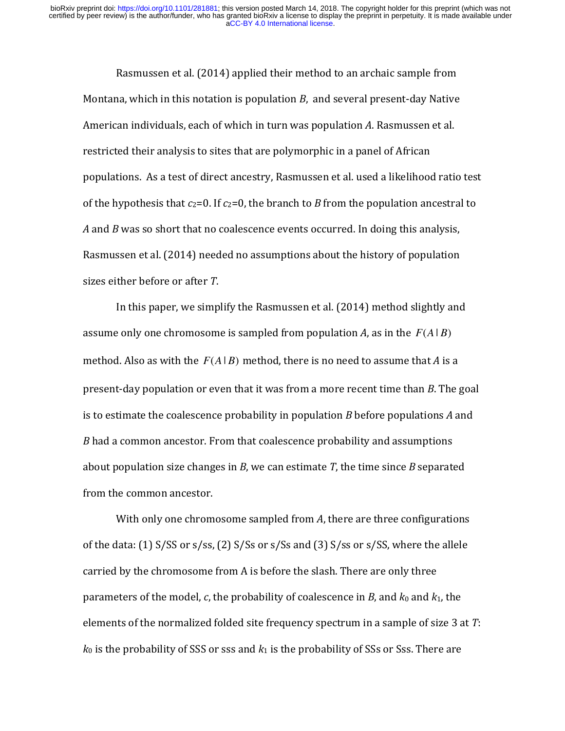Rasmussen et al. (2014) applied their method to an archaic sample from Montana, which in this notation is population $B$, and several present-day Native American individuals, each of which in turn was population $A$. Rasmussen et al. restricted their analysis to sites that are polymorphic in a panel of African populations. As a test of direct ancestry, Rasmussen et al. used a likelihood ratio test of the hypothesis that $c_2$=0. If $c_2$=0, the branch to $B$ from the population ancestral to $A$ and $B$ was so short that no coalescence events occurred. In doing this analysis, Rasmussen et al. (2014) needed no assumptions about the history of population sizes either before or after $T$.

In this paper, we simplify the Rasmussen et al. (2014) method slightly and assume only one chromosome is sampled from population $A$, as in the $F(A\,|\,B)$ method. Also as with the $F(A\,|\,B)$ method, there is no need to assume that $A$ is a present-day population or even that it was from a more recent time than $B$. The goal is to estimate the coalescence probability in population $B$ before populations $A$ and $B$ had a common ancestor. From that coalescence probability and assumptions about population size changes in $B$, we can estimate $T$, the time since $B$ separated from the common ancestor.

With only one chromosome sampled from $A$, there are three configurations of the data: (1) S/SS or s/ss, (2) S/Ss or s/Ss and (3) S/ss or s/SS, where the allele carried by the chromosome from A is before the slash. There are only three parameters of the model, $c$, the probability of coalescence in $B$, and $k_0$ and $k_1$, the elements of the normalized folded site frequency spectrum in a sample of size 3 at $T$: $k_0$ is the probability of SSS or sss and $k_1$ is the probability of SSs or Sss. There are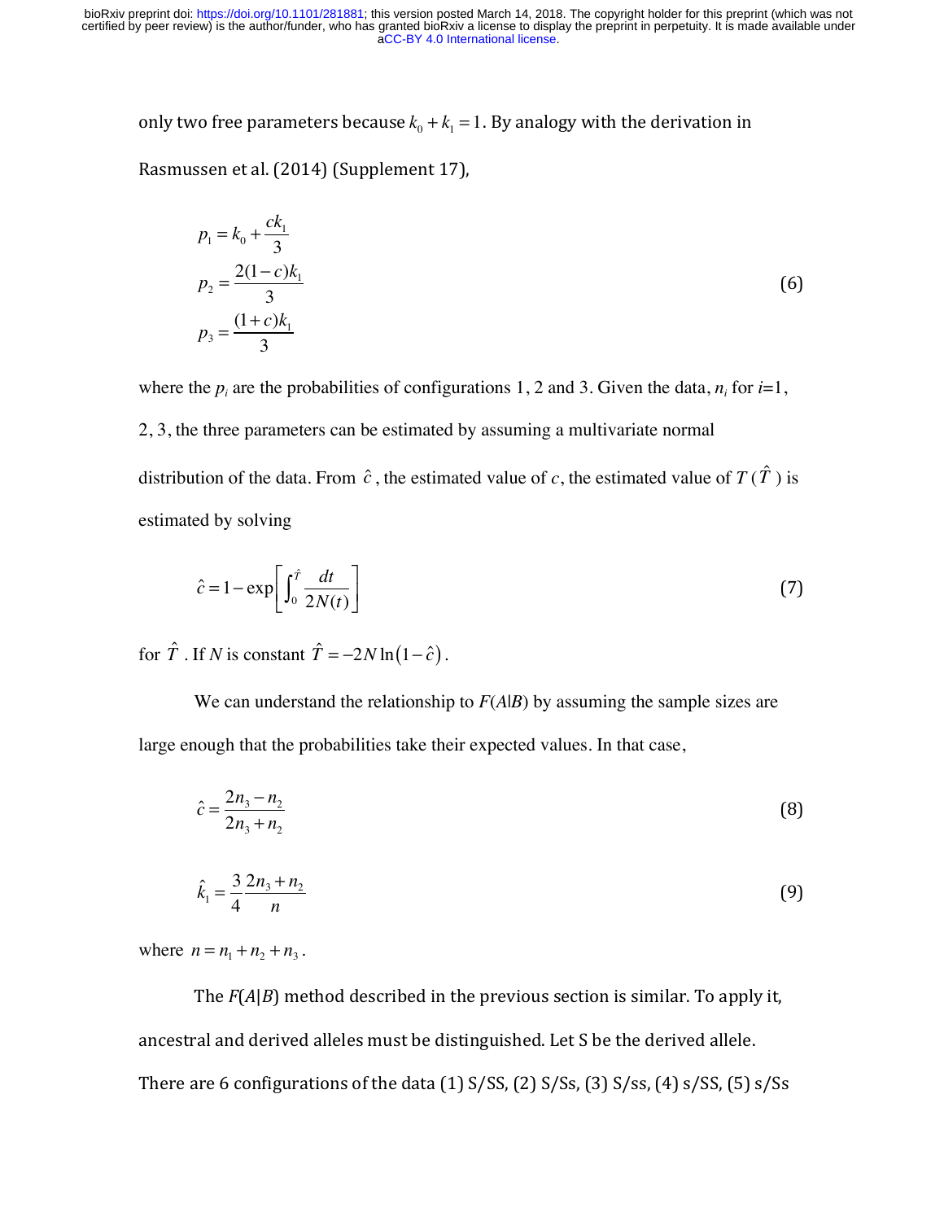only two free parameters because $k_0 + k_1 = 1$. By analogy with the derivation in Rasmussen et al. (2014) (Supplement 17),

$$
\begin{aligned}
p_1 &= k_0 + \frac{ck_1}{3} \\
p_2 &= \frac{2(1-c)k_1}{3} \\
p_3 &= \frac{(1+c)k_1}{3}
\end{aligned}
\tag{6}
$$

where the $p_i$ are the probabilities of configurations 1, 2 and 3. Given the data, $n_i$ for $i$=1, 2, 3, the three parameters can be estimated by assuming a multivariate normal distribution of the data. From $\hat{c}$, the estimated value of $c$, the estimated value of $T$ ($\hat{T}$) is estimated by solving

$$
\hat{c} = 1 - \exp\left[\int_0^{\hat{T}} \frac{dt}{2N(t)}\right] \tag{7}
$$

for $\hat{T}$. If $N$ is constant $\hat{T} = -2N\ln\left(1-\hat{c}\right)$.

We can understand the relationship to $F(A|B)$ by assuming the sample sizes are large enough that the probabilities take their expected values. In that case,

$$
\hat{c} = \frac{2n_3 - n_2}{2n_3 + n_2} \tag{8}
$$

$$
\hat{k}_1 = \frac{3}{4}\frac{2n_3 + n_2}{n} \tag{9}
$$

where $n = n_1 + n_2 + n_3$.

The $F(A|B)$ method described in the previous section is similar. To apply it, ancestral and derived alleles must be distinguished. Let S be the derived allele. There are 6 configurations of the data (1) S/SS, (2) S/Ss, (3) S/ss, (4) s/SS, (5) s/Ss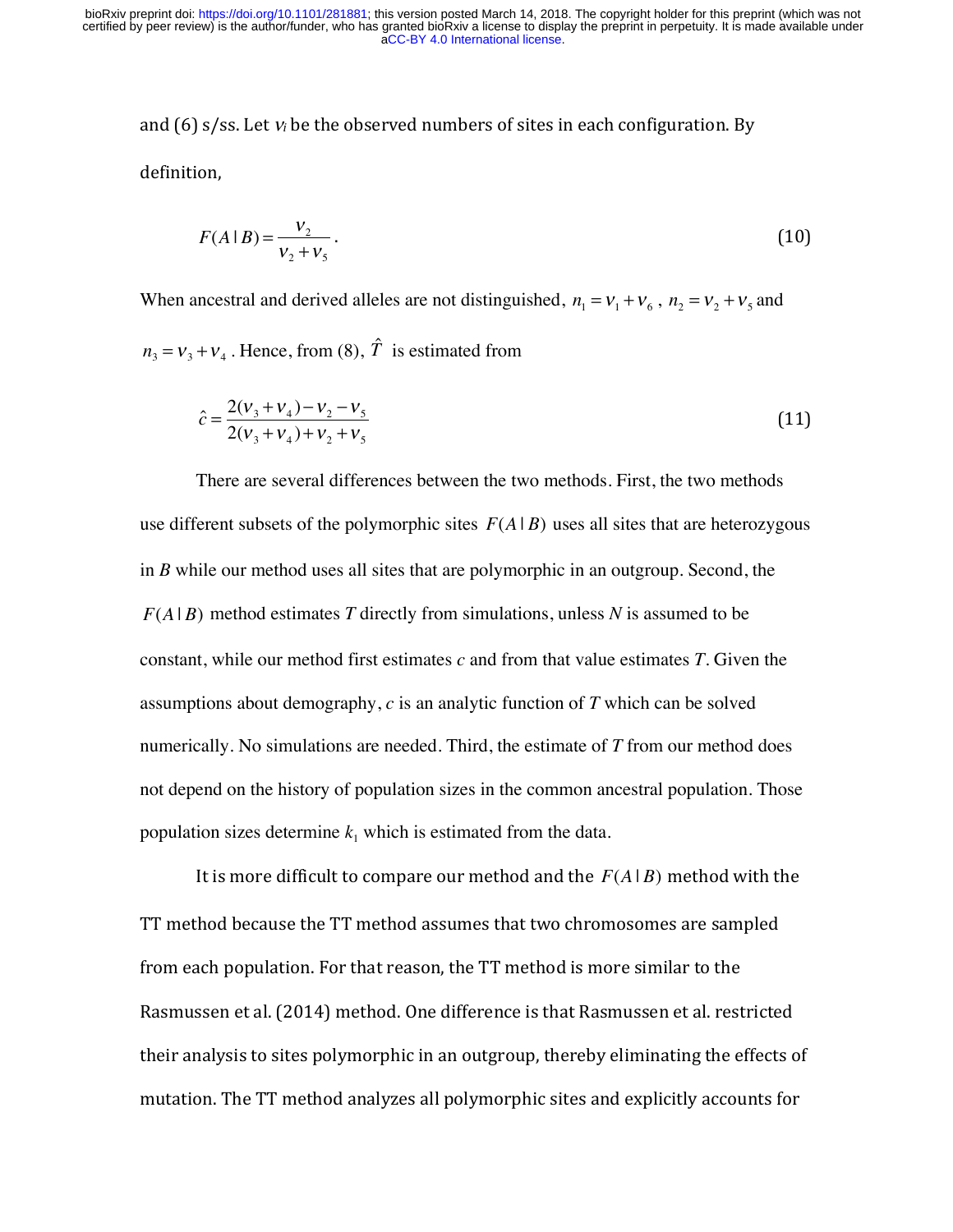and (6) s/ss. Let $\nu_i$ be the observed numbers of sites in each configuration. By definition,

$$F(A \mid B) = \frac{\nu_2}{\nu_2 + \nu_5}. \tag{10}$$

When ancestral and derived alleles are not distinguished, $n_1 = \nu_1 + \nu_6$, $n_2 = \nu_2 + \nu_5$ and $n_3 = \nu_3 + \nu_4$. Hence, from (8), $\hat{T}$ is estimated from

$$\hat{c} = \frac{2(\nu_3 + \nu_4) - \nu_2 - \nu_5}{2(\nu_3 + \nu_4) + \nu_2 + \nu_5} \tag{11}$$

There are several differences between the two methods. First, the two methods use different subsets of the polymorphic sites $F(A \mid B)$ uses all sites that are heterozygous in *B* while our method uses all sites that are polymorphic in an outgroup. Second, the $F(A \mid B)$ method estimates *T* directly from simulations, unless *N* is assumed to be constant, while our method first estimates *c* and from that value estimates *T*. Given the assumptions about demography, *c* is an analytic function of *T* which can be solved numerically. No simulations are needed. Third, the estimate of *T* from our method does not depend on the history of population sizes in the common ancestral population. Those population sizes determine $k_1$ which is estimated from the data.

It is more difficult to compare our method and the $F(A \mid B)$ method with the TT method because the TT method assumes that two chromosomes are sampled from each population. For that reason, the TT method is more similar to the Rasmussen et al. (2014) method. One difference is that Rasmussen et al. restricted their analysis to sites polymorphic in an outgroup, thereby eliminating the effects of mutation. The TT method analyzes all polymorphic sites and explicitly accounts for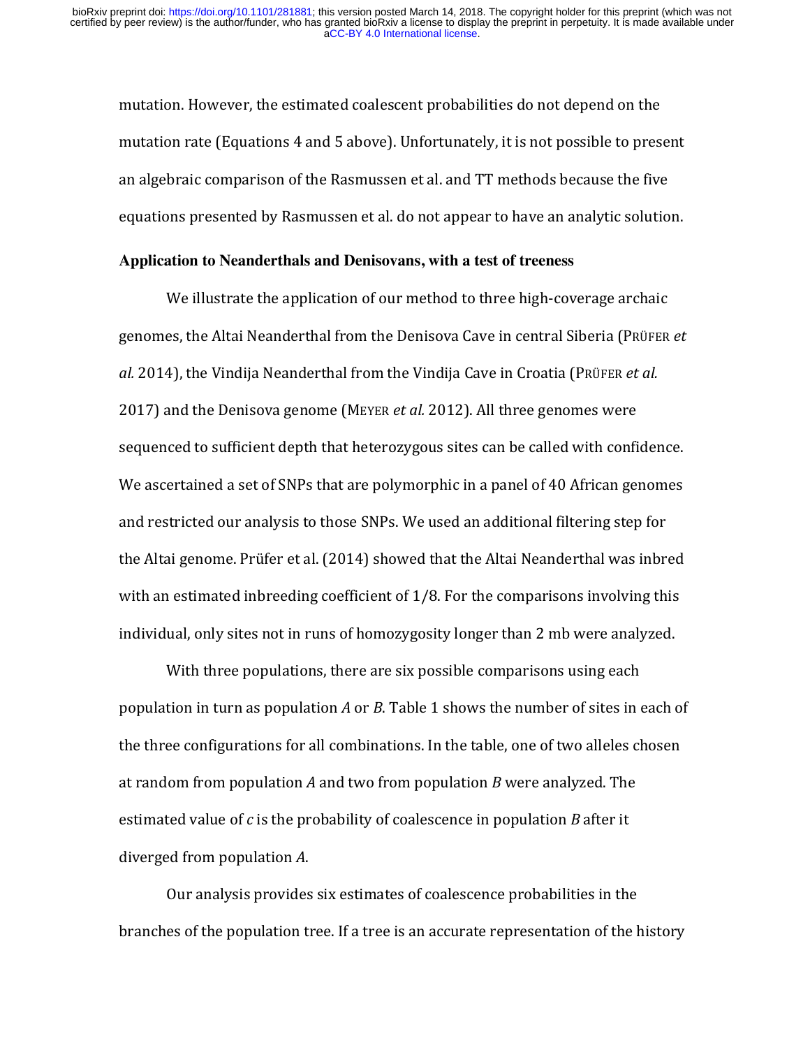mutation. However, the estimated coalescent probabilities do not depend on the mutation rate (Equations 4 and 5 above). Unfortunately, it is not possible to present an algebraic comparison of the Rasmussen et al. and TT methods because the five equations presented by Rasmussen et al. do not appear to have an analytic solution.

**Application to Neanderthals and Denisovans, with a test of treeness**

We illustrate the application of our method to three high-coverage archaic genomes, the Altai Neanderthal from the Denisova Cave in central Siberia (Prüfer *et al.* 2014), the Vindija Neanderthal from the Vindija Cave in Croatia (Prüfer *et al.* 2017) and the Denisova genome (Meyer *et al.* 2012). All three genomes were sequenced to sufficient depth that heterozygous sites can be called with confidence. We ascertained a set of SNPs that are polymorphic in a panel of 40 African genomes and restricted our analysis to those SNPs. We used an additional filtering step for the Altai genome. Prüfer et al. (2014) showed that the Altai Neanderthal was inbred with an estimated inbreeding coefficient of 1/8. For the comparisons involving this individual, only sites not in runs of homozygosity longer than 2 mb were analyzed.

With three populations, there are six possible comparisons using each population in turn as population $A$ or $B$. Table 1 shows the number of sites in each of the three configurations for all combinations. In the table, one of two alleles chosen at random from population $A$ and two from population $B$ were analyzed. The estimated value of $c$ is the probability of coalescence in population $B$ after it diverged from population $A$.

Our analysis provides six estimates of coalescence probabilities in the branches of the population tree. If a tree is an accurate representation of the history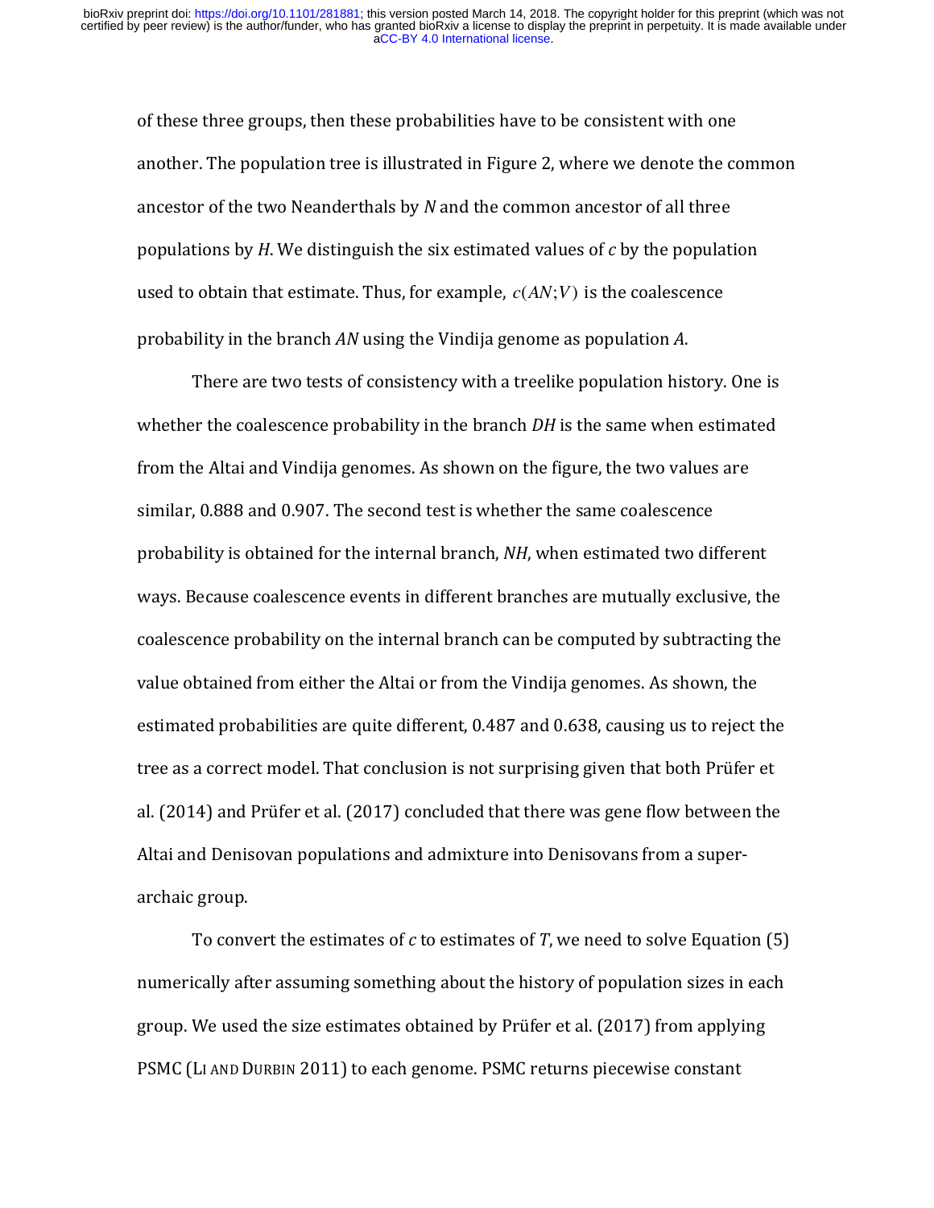of these three groups, then these probabilities have to be consistent with one another. The population tree is illustrated in Figure 2, where we denote the common ancestor of the two Neanderthals by *N* and the common ancestor of all three populations by *H*. We distinguish the six estimated values of *c* by the population used to obtain that estimate. Thus, for example, $c(AN;V)$ is the coalescence probability in the branch *AN* using the Vindija genome as population *A*.

There are two tests of consistency with a treelike population history. One is whether the coalescence probability in the branch *DH* is the same when estimated from the Altai and Vindija genomes. As shown on the figure, the two values are similar, 0.888 and 0.907. The second test is whether the same coalescence probability is obtained for the internal branch, *NH*, when estimated two different ways. Because coalescence events in different branches are mutually exclusive, the coalescence probability on the internal branch can be computed by subtracting the value obtained from either the Altai or from the Vindija genomes. As shown, the estimated probabilities are quite different, 0.487 and 0.638, causing us to reject the tree as a correct model. That conclusion is not surprising given that both Prüfer et al. (2014) and Prüfer et al. (2017) concluded that there was gene flow between the Altai and Denisovan populations and admixture into Denisovans from a super-archaic group.

To convert the estimates of *c* to estimates of *T*, we need to solve Equation (5) numerically after assuming something about the history of population sizes in each group. We used the size estimates obtained by Prüfer et al. (2017) from applying PSMC (Li and Durbin 2011) to each genome. PSMC returns piecewise constant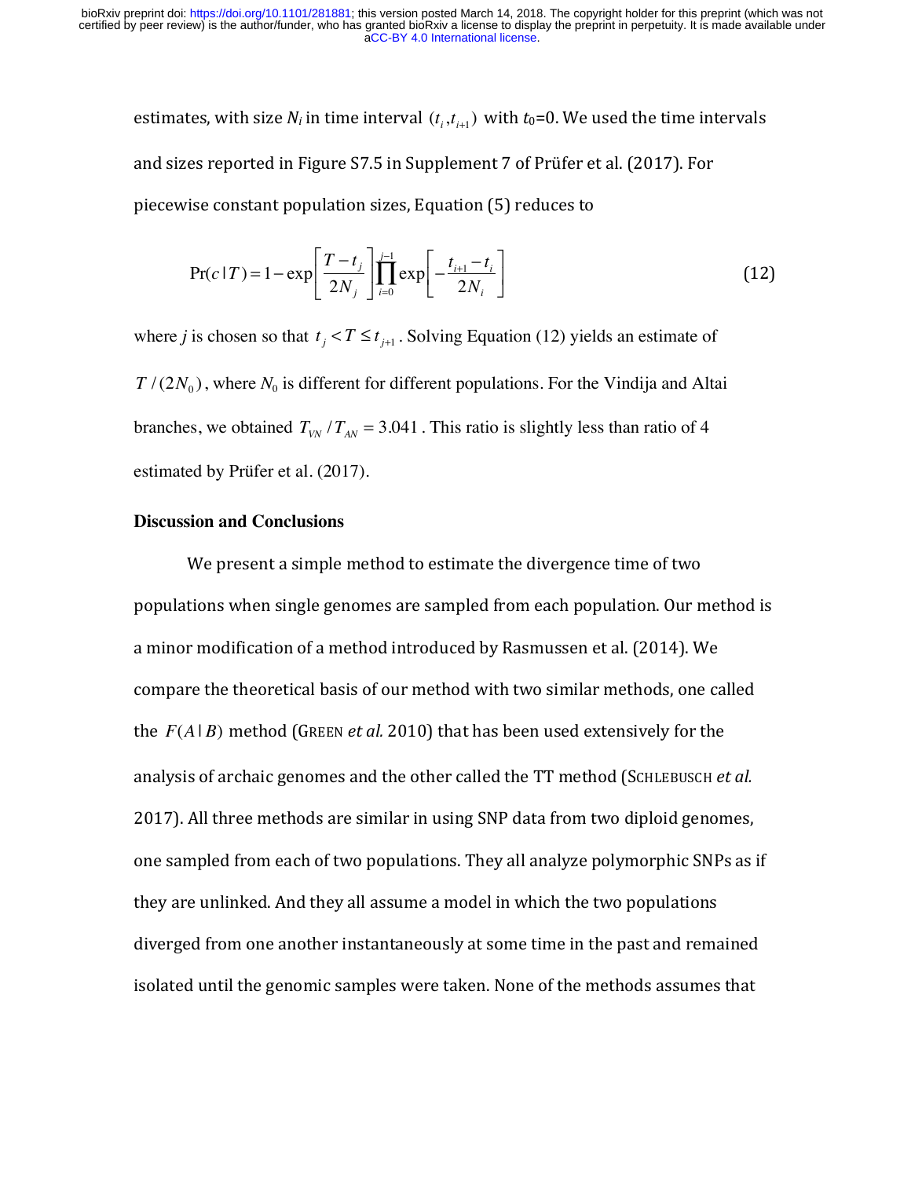estimates, with size $N_i$ in time interval $(t_i, t_{i+1})$ with $t_0$=0. We used the time intervals and sizes reported in Figure S7.5 in Supplement 7 of Prüfer et al. (2017). For piecewise constant population sizes, Equation (5) reduces to

$$\Pr(c\,|\,T) = 1 - \exp\left[\frac{T - t_j}{2N_j}\right]\prod_{i=0}^{j-1}\exp\left[-\frac{t_{i+1} - t_i}{2N_i}\right] \tag{12}$$

where $j$ is chosen so that $t_j < T \leq t_{j+1}$. Solving Equation (12) yields an estimate of $T/(2N_0)$, where $N_0$ is different for different populations. For the Vindija and Altai branches, we obtained $T_{VN}/T_{AN} = 3.041$. This ratio is slightly less than ratio of 4 estimated by Prüfer et al. (2017).

## Discussion and Conclusions

We present a simple method to estimate the divergence time of two populations when single genomes are sampled from each population. Our method is a minor modification of a method introduced by Rasmussen et al. (2014). We compare the theoretical basis of our method with two similar methods, one called the $F(A\,|\,B)$ method (Green *et al.* 2010) that has been used extensively for the analysis of archaic genomes and the other called the TT method (Schlebusch *et al.* 2017). All three methods are similar in using SNP data from two diploid genomes, one sampled from each of two populations. They all analyze polymorphic SNPs as if they are unlinked. And they all assume a model in which the two populations diverged from one another instantaneously at some time in the past and remained isolated until the genomic samples were taken. None of the methods assumes that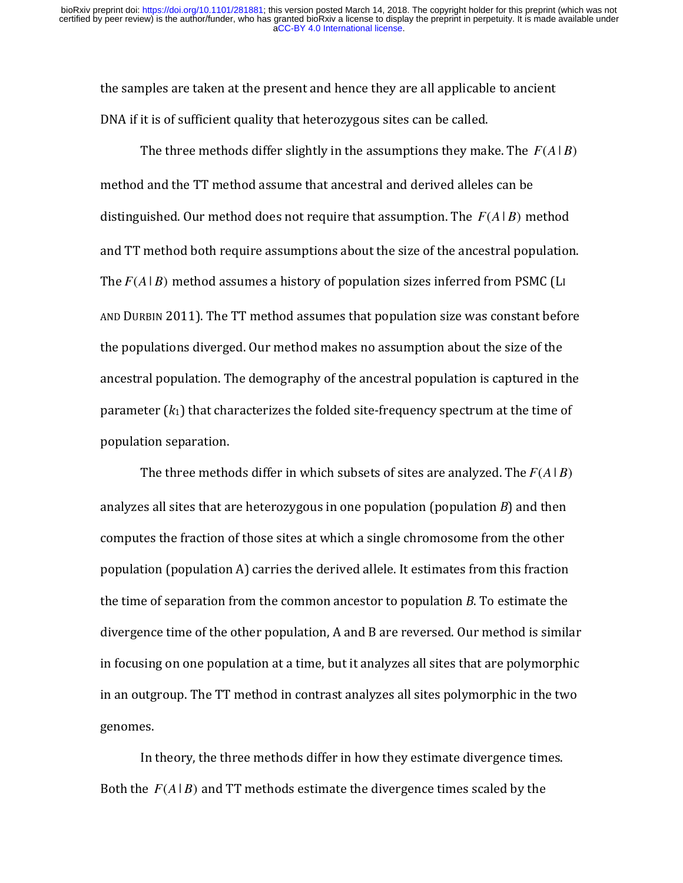the samples are taken at the present and hence they are all applicable to ancient DNA if it is of sufficient quality that heterozygous sites can be called.

The three methods differ slightly in the assumptions they make. The $F(A \mid B)$ method and the TT method assume that ancestral and derived alleles can be distinguished. Our method does not require that assumption. The $F(A \mid B)$ method and TT method both require assumptions about the size of the ancestral population. The $F(A \mid B)$ method assumes a history of population sizes inferred from PSMC (LI AND DURBIN 2011). The TT method assumes that population size was constant before the populations diverged. Our method makes no assumption about the size of the ancestral population. The demography of the ancestral population is captured in the parameter ($k_1$) that characterizes the folded site-frequency spectrum at the time of population separation.

The three methods differ in which subsets of sites are analyzed. The $F(A \mid B)$ analyzes all sites that are heterozygous in one population (population *B*) and then computes the fraction of those sites at which a single chromosome from the other population (population A) carries the derived allele. It estimates from this fraction the time of separation from the common ancestor to population *B*. To estimate the divergence time of the other population, A and B are reversed. Our method is similar in focusing on one population at a time, but it analyzes all sites that are polymorphic in an outgroup. The TT method in contrast analyzes all sites polymorphic in the two genomes.

In theory, the three methods differ in how they estimate divergence times. Both the $F(A \mid B)$ and TT methods estimate the divergence times scaled by the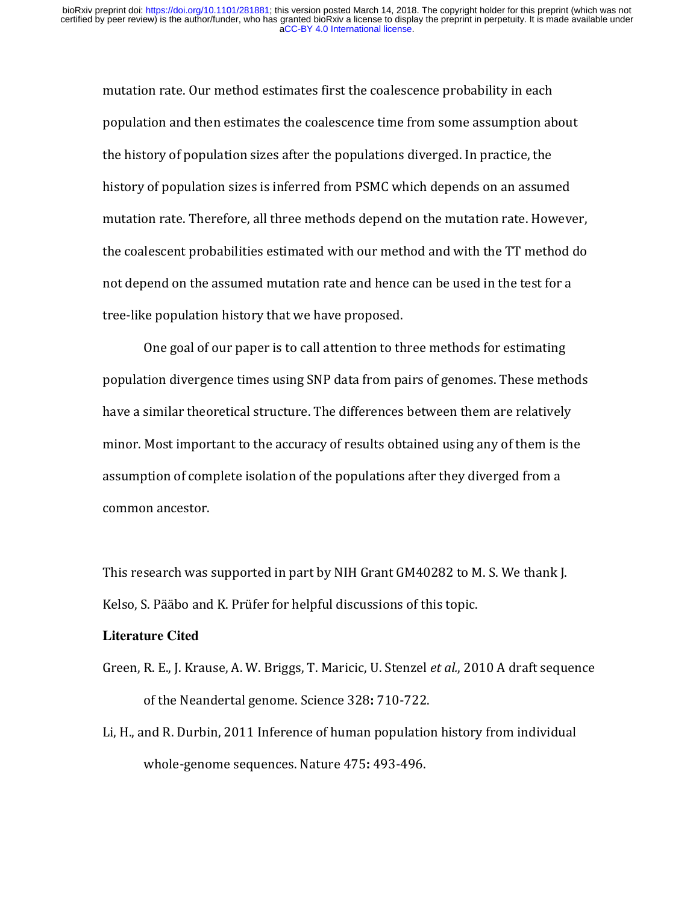mutation rate. Our method estimates first the coalescence probability in each population and then estimates the coalescence time from some assumption about the history of population sizes after the populations diverged. In practice, the history of population sizes is inferred from PSMC which depends on an assumed mutation rate. Therefore, all three methods depend on the mutation rate. However, the coalescent probabilities estimated with our method and with the TT method do not depend on the assumed mutation rate and hence can be used in the test for a tree-like population history that we have proposed.

One goal of our paper is to call attention to three methods for estimating population divergence times using SNP data from pairs of genomes. These methods have a similar theoretical structure. The differences between them are relatively minor. Most important to the accuracy of results obtained using any of them is the assumption of complete isolation of the populations after they diverged from a common ancestor.

This research was supported in part by NIH Grant GM40282 to M. S. We thank J. Kelso, S. Pääbo and K. Prüfer for helpful discussions of this topic.

## Literature Cited

Green, R. E., J. Krause, A. W. Briggs, T. Maricic, U. Stenzel *et al.*, 2010 A draft sequence of the Neandertal genome. Science 328**:** 710-722.

Li, H., and R. Durbin, 2011 Inference of human population history from individual whole-genome sequences. Nature 475**:** 493-496.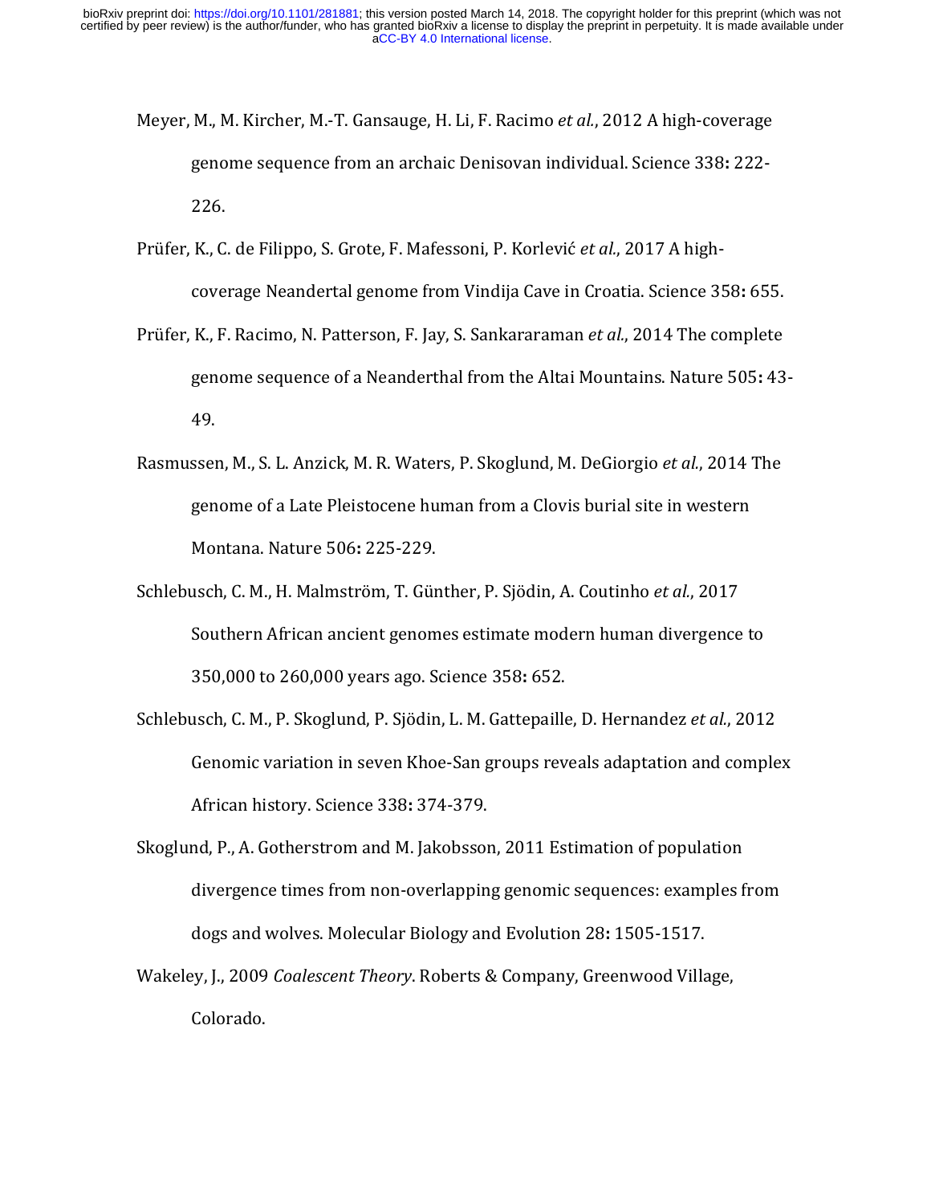Meyer, M., M. Kircher, M.-T. Gansauge, H. Li, F. Racimo *et al.*, 2012 A high-coverage genome sequence from an archaic Denisovan individual. Science 338**:** 222-226.

Prüfer, K., C. de Filippo, S. Grote, F. Mafessoni, P. Korlević *et al.*, 2017 A high-coverage Neandertal genome from Vindija Cave in Croatia. Science 358**:** 655.

Prüfer, K., F. Racimo, N. Patterson, F. Jay, S. Sankararaman *et al.*, 2014 The complete genome sequence of a Neanderthal from the Altai Mountains. Nature 505**:** 43-49.

Rasmussen, M., S. L. Anzick, M. R. Waters, P. Skoglund, M. DeGiorgio *et al.*, 2014 The genome of a Late Pleistocene human from a Clovis burial site in western Montana. Nature 506**:** 225-229.

Schlebusch, C. M., H. Malmström, T. Günther, P. Sjödin, A. Coutinho *et al.*, 2017 Southern African ancient genomes estimate modern human divergence to 350,000 to 260,000 years ago. Science 358**:** 652.

Schlebusch, C. M., P. Skoglund, P. Sjödin, L. M. Gattepaille, D. Hernandez *et al.*, 2012 Genomic variation in seven Khoe-San groups reveals adaptation and complex African history. Science 338**:** 374-379.

Skoglund, P., A. Gotherstrom and M. Jakobsson, 2011 Estimation of population divergence times from non-overlapping genomic sequences: examples from dogs and wolves. Molecular Biology and Evolution 28**:** 1505-1517.

Wakeley, J., 2009 *Coalescent Theory*. Roberts & Company, Greenwood Village, Colorado.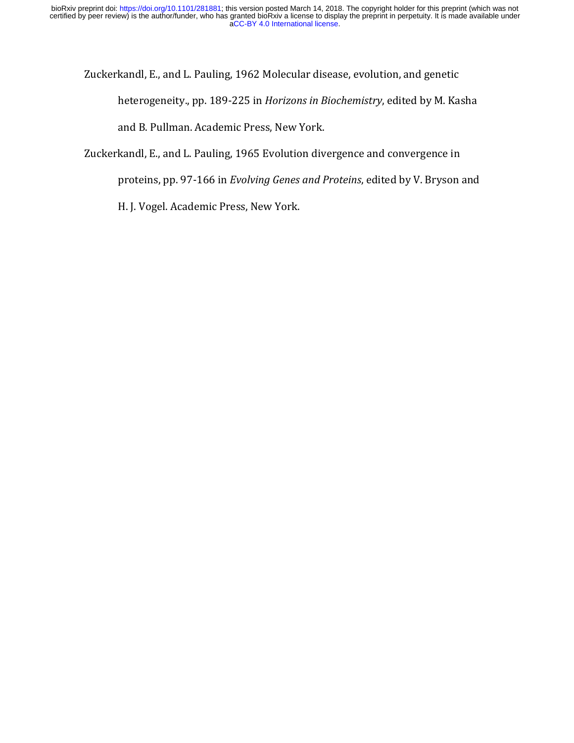Zuckerkandl, E., and L. Pauling, 1962 Molecular disease, evolution, and genetic heterogeneity., pp. 189-225 in *Horizons in Biochemistry*, edited by M. Kasha and B. Pullman. Academic Press, New York.

Zuckerkandl, E., and L. Pauling, 1965 Evolution divergence and convergence in proteins, pp. 97-166 in *Evolving Genes and Proteins*, edited by V. Bryson and H. J. Vogel. Academic Press, New York.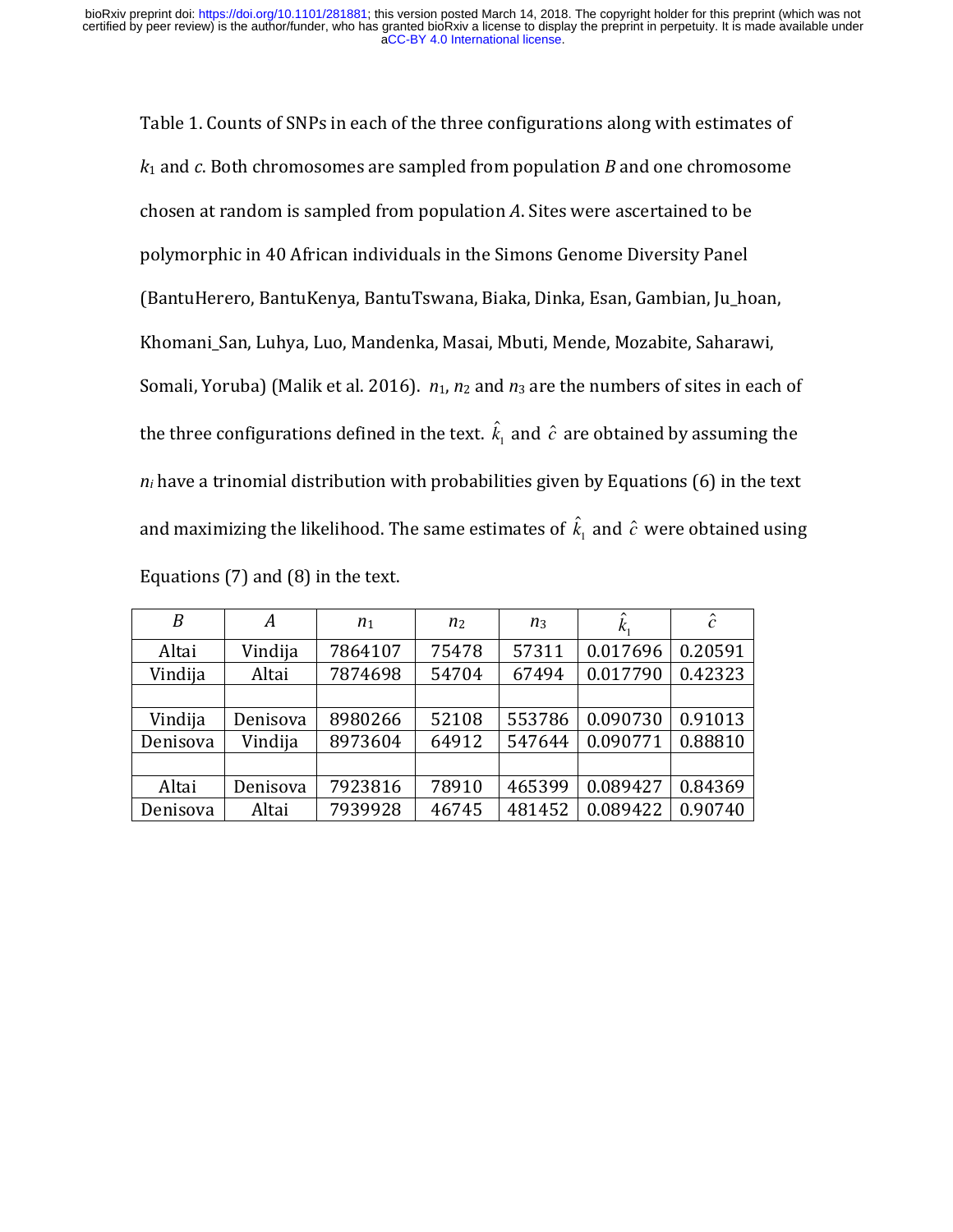Table 1. Counts of SNPs in each of the three configurations along with estimates of $k_1$ and $c$. Both chromosomes are sampled from population $B$ and one chromosome chosen at random is sampled from population $A$. Sites were ascertained to be polymorphic in 40 African individuals in the Simons Genome Diversity Panel (BantuHerero, BantuKenya, BantuTswana, Biaka, Dinka, Esan, Gambian, Ju_hoan, Khomani_San, Luhya, Luo, Mandenka, Masai, Mbuti, Mende, Mozabite, Saharawi, Somali, Yoruba) (Malik et al. 2016). $n_1$, $n_2$ and $n_3$ are the numbers of sites in each of the three configurations defined in the text. $\hat{k}_1$ and $\hat{c}$ are obtained by assuming the $n_i$ have a trinomial distribution with probabilities given by Equations (6) in the text and maximizing the likelihood. The same estimates of $\hat{k}_1$ and $\hat{c}$ were obtained using Equations (7) and (8) in the text.

| $B$ | $A$ | $n_1$ | $n_2$ | $n_3$ | $\hat{k}_1$ | $\hat{c}$ |
|---|---|---|---|---|---|---|
| Altai | Vindija | 7864107 | 75478 | 57311 | 0.017696 | 0.20591 |
| Vindija | Altai | 7874698 | 54704 | 67494 | 0.017790 | 0.42323 |
| | | | | | | |
| Vindija | Denisova | 8980266 | 52108 | 553786 | 0.090730 | 0.91013 |
| Denisova | Vindija | 8973604 | 64912 | 547644 | 0.090771 | 0.88810 |
| | | | | | | |
| Altai | Denisova | 7923816 | 78910 | 465399 | 0.089427 | 0.84369 |
| Denisova | Altai | 7939928 | 46745 | 481452 | 0.089422 | 0.90740 |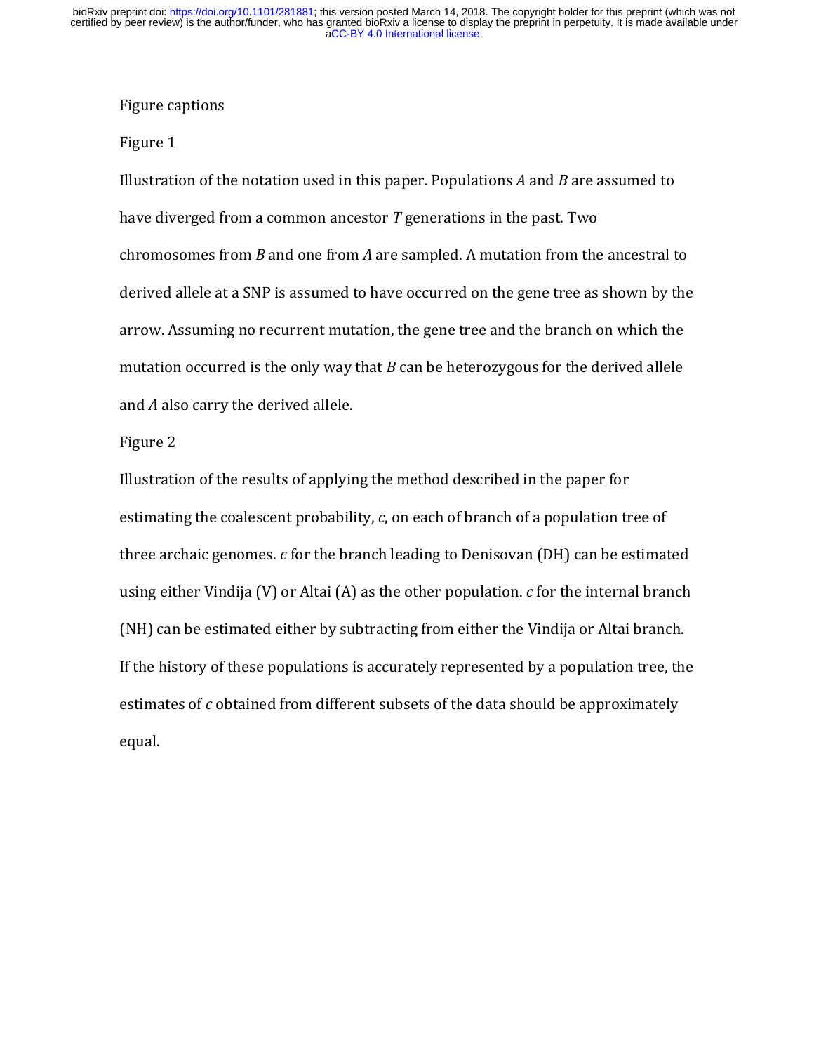Figure captions

Figure 1

Illustration of the notation used in this paper. Populations $A$ and $B$ are assumed to have diverged from a common ancestor $T$ generations in the past. Two chromosomes from $B$ and one from $A$ are sampled. A mutation from the ancestral to derived allele at a SNP is assumed to have occurred on the gene tree as shown by the arrow. Assuming no recurrent mutation, the gene tree and the branch on which the mutation occurred is the only way that $B$ can be heterozygous for the derived allele and $A$ also carry the derived allele.

Figure 2

Illustration of the results of applying the method described in the paper for estimating the coalescent probability, $c$, on each of branch of a population tree of three archaic genomes. $c$ for the branch leading to Denisovan (DH) can be estimated using either Vindija (V) or Altai (A) as the other population. $c$ for the internal branch (NH) can be estimated either by subtracting from either the Vindija or Altai branch. If the history of these populations is accurately represented by a population tree, the estimates of $c$ obtained from different subsets of the data should be approximately equal.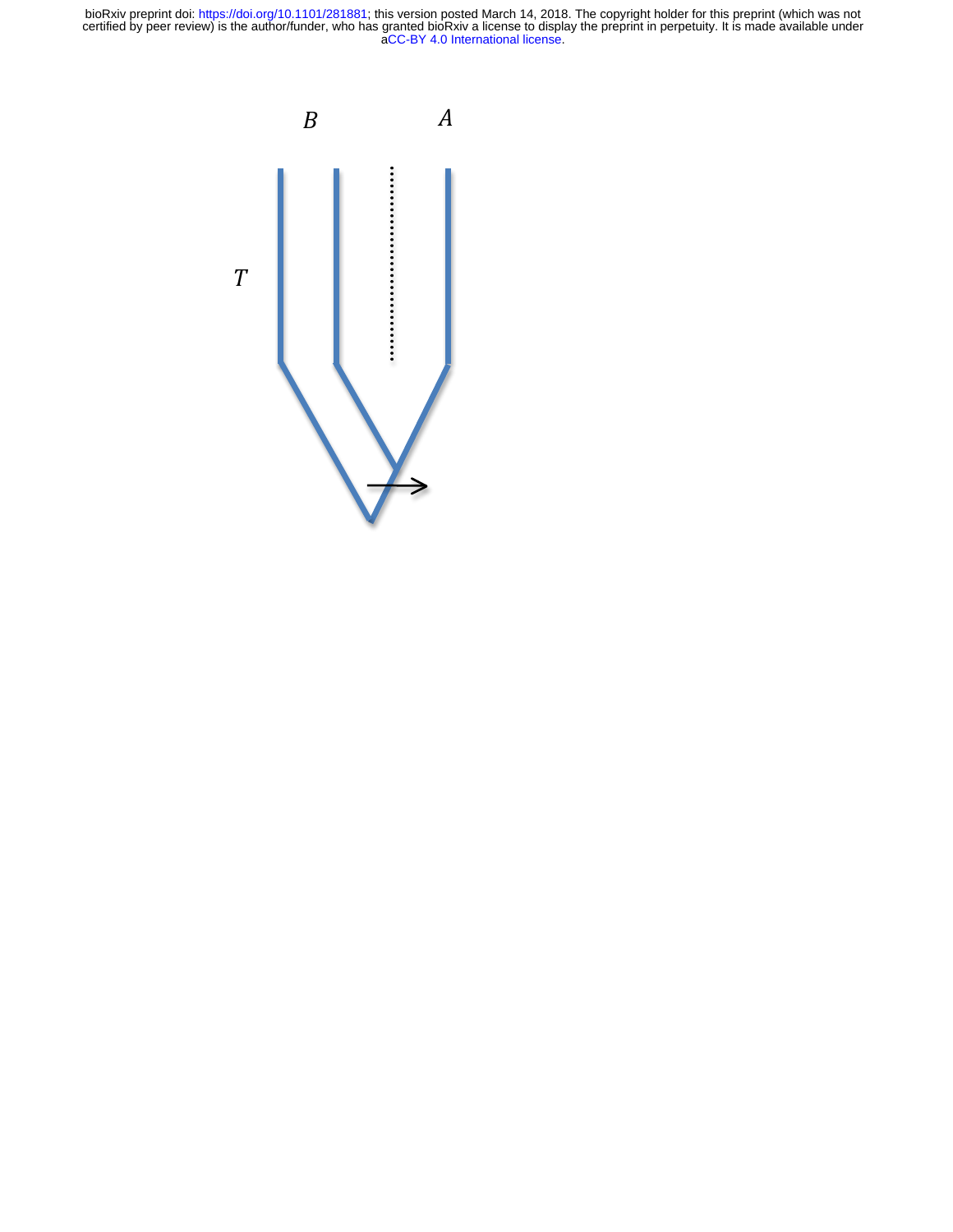B

A

T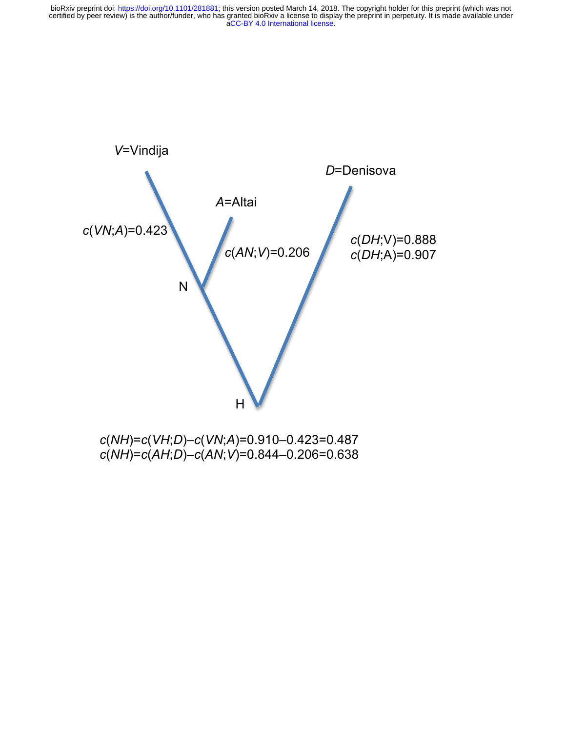$V$=Vindija

$D$=Denisova

$A$=Altai

$c(VN;A)$=0.423

$c(AN;V)$=0.206

$c(DH;\text{V})$=0.888

$c(DH;\text{A})$=0.907

N

H

$c(NH)=c(VH;D)–c(VN;A)$=0.910–0.423=0.487

$c(NH)=c(AH;D)–c(AN;V)$=0.844–0.206=0.638